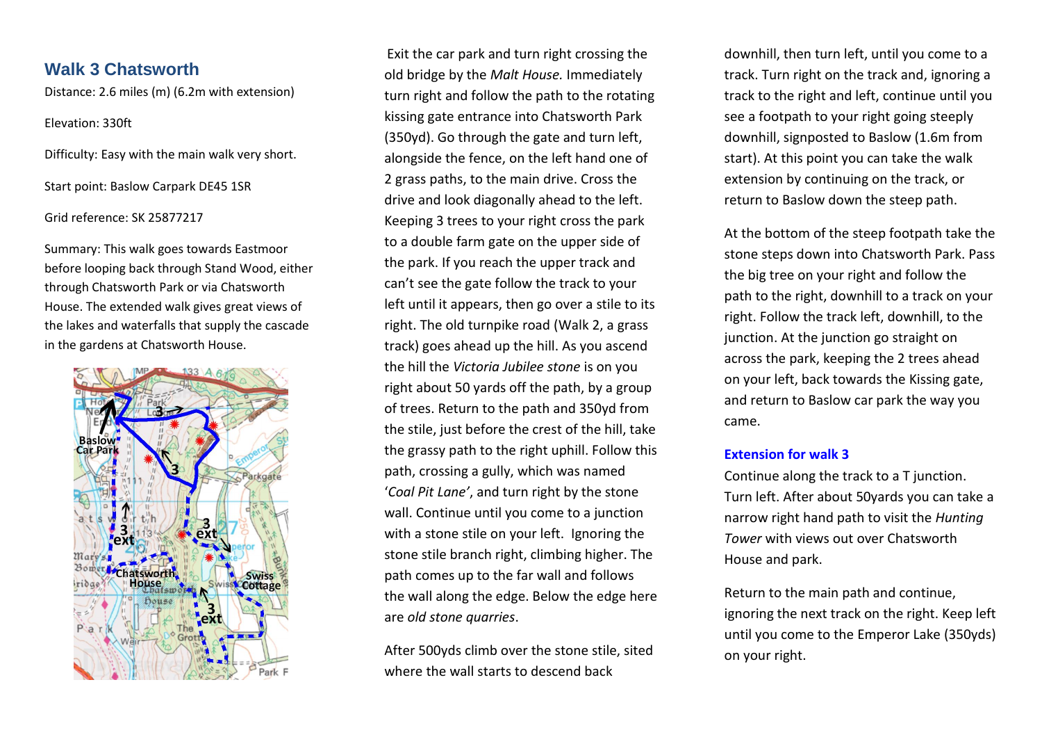## Walk 3 Chatsworth

Distance: 2.6 miles (m) (6.2m with extension)

Elevation: 330ft

Difficulty: Easy with the main walk very short.

Start point: Baslow Carpark DE45 1SR

Grid reference: SK 25877217

Summary: This walk goes towards Eastmoor before looping back through Stand Wood, either through Chatsworth Park or via Chatsworth House. The extended walk gives great views of the lakes and waterfalls that supply the cascade in the gardens at Chatsworth House.

Exit the car park and turn right crossing the old bridge by the *Malt House.* Immediately turn right and follow the path to the rotating kissing gate entrance into Chatsworth Park (350yd). Go through the gate and turn left, alongside the fence, on the left hand one of 2 grass paths, to the main drive. Cross the drive and look diagonally ahead to the left. Keeping 3 trees to your right cross the park to a double farm gate on the upper side of the park. If you reach the upper track and can't see the gate follow the track to your left until it appears, then go over a stile to its right. The old turnpike road (Walk 2, a grass track) goes ahead up the hill. As you ascend the hill the *Victoria Jubilee stone* is on you right about 50 yards off the path, by a group of trees. Return to the path and 350yd from the stile, just before the crest of the hill, take the grassy path to the right uphill. Follow this path, crossing a gully, which was named '*Coal Pit Lane*', and turn right by the stone wall. Continue until you come to a junction with a stone stile on your left. Ignoring the stone stile branch right, climbing higher. The path comes up to the far wall and follows the wall along the edge. Below the edge here are *old stone quarries*.

After 500yds climb over the stone stile, sited where the wall starts to descend back downhill, then turn left, until you come to a track. Turn right on the track and, ignoring a track to the right and left, continue until you see a footpath to your right going steeply downhill, signposted to Baslow (1.6m from start). At this point you can take the walk extension by continuing on the track, or return to Baslow down the steep path.

At the bottom of the steep footpath take the stone steps down into Chatsworth Park. Pass the big tree on your right and follow the path to the right, downhill to a track on your right. Follow the track left, downhill, to the junction. At the junction go straight on across the park, keeping the 2 trees ahead on your left, back towards the Kissing gate, and return to Baslow car park the way you came.

### Extension for walk 3

Continue along the track to a T junction. Turn left. After about 50yards you can take a narrow right hand path to visit the *Hunting Tower* with views out over Chatsworth House and park.

Return to the main path and continue, ignoring the next track on the right. Keep left until you come to the Emperor Lake (350yds) on your right.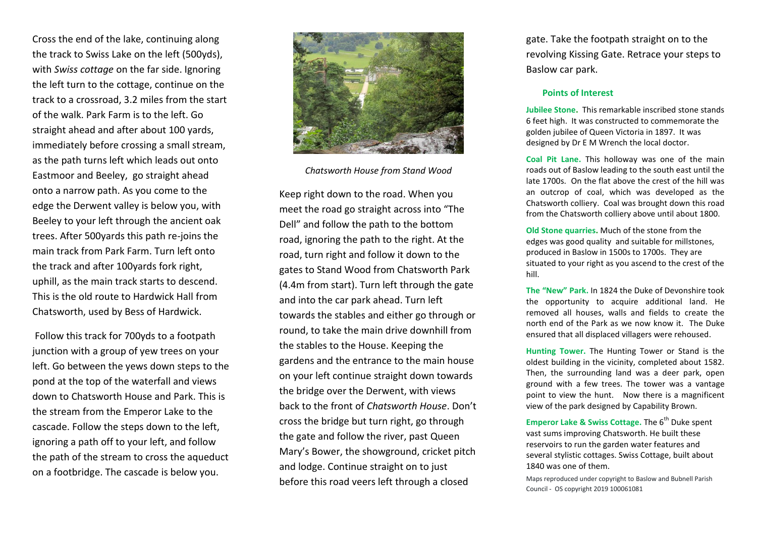Cross the end of the lake, continuing along the track to Swiss Lake on the left (500yds), with *Swiss cottage* on the far side. Ignoring the left turn to the cottage, continue on the track to a crossroad, 3.2 miles from the start of the walk. Park Farm is to the left. Go straight ahead and after about 100 yards, immediately before crossing a small stream, as the path turns left which leads out onto Eastmoor and Beeley, go straight ahead onto a narrow path. As you come to the edge the Derwent valley is below you, with Beeley to your left through the ancient oak trees. After 500yards this path re-joins the main track from Park Farm. Turn left onto the track and after 100yards fork right, uphill, as the main track starts to descend. This is the old route to Hardwick Hall from Chatsworth, used by Bess of Hardwick.

Follow this track for 700yds to a footpath junction with a group of yew trees on your left. Go between the yews down steps to the pond at the top of the waterfall and views down to Chatsworth House and Park. This is the stream from the Emperor Lake to the cascade. Follow the steps down to the left, ignoring a path off to your left, and follow the path of the stream to cross the aqueduct on a footbridge. The cascade is below you.

*Chatsworth House from Stand Wood*

Keep right down to the road. When you meet the road go straight across into "The Dell" and follow the path to the bottom road, ignoring the path to the right. At the road, turn right and follow it down to the gates to Stand Wood from Chatsworth Park (4.4m from start). Turn left through the gate and into the car park ahead. Turn left towards the stables and either go through or round, to take the main drive downhill from the stables to the House. Keeping the gardens and the entrance to the main house on your left continue straight down towards the bridge over the Derwent, with views back to the front of *Chatsworth House*. Don't cross the bridge but turn right, go through the gate and follow the river, past Queen Mary's Bower, the showground, cricket pitch and lodge. Continue straight on to just before this road veers left through a closed gate. Take the footpath straight on to the revolving Kissing Gate. Retrace your steps to Baslow car park.

## Points of Interest

**Jubilee Stone.** This remarkable inscribed stone stands 6 feet high. It was constructed to commemorate the golden jubilee of Queen Victoria in 1897. It was designed by Dr E M Wrench the local doctor.

**Coal Pit Lane.** This holloway was one of the main roads out of Baslow leading to the south east until the late 1700s. On the flat above the crest of the hill was an outcrop of coal, which was developed as the Chatsworth colliery. Coal was brought down this road from the Chatsworth colliery above until about 1800.

**Old Stone quarries.** Much of the stone from the edges was good quality and suitable for millstones, produced in Baslow in 1500s to 1700s. They are situated to your right as you ascend to the crest of the hill.

**The "New" Park.** In 1824 the Duke of Devonshire took the opportunity to acquire additional land. He removed all houses, walls and fields to create the north end of the Park as we now know it. The Duke ensured that all displaced villagers were rehoused.

**Hunting Tower.** The Hunting Tower or Stand is the oldest building in the vicinity, completed about 1582. Then, the surrounding land was a deer park, open ground with a few trees. The tower was a vantage point to view the hunt. Now there is a magnificent view of the park designed by Capability Brown.

**Emperor Lake & Swiss Cottage.** The 6th Duke spent vast sums improving Chatsworth. He built these reservoirs to run the garden water features and several stylistic cottages. Swiss Cottage, built about 1840 was one of them.

Maps reproduced under copyright to Baslow and Bubnell Parish Council - OS copyright 2019 100061081